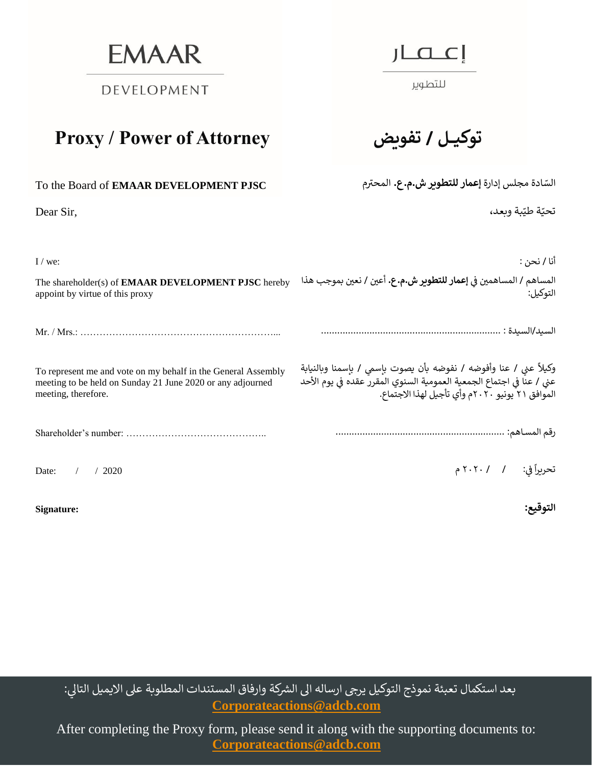EMAAR

DEVELOPMENT

إعمار

للتطوير

# Proxy / Power of Attorney

# توكيـل / تفويض

To the Board of **EMAAR DEVELOPMENT PJSC**

السّادة مجلس إدارة **إعمار للتطوير ش.م.ع.** المحترم

Dear Sir,

تحيّة طيّبة وبعد،

I / we:

أنا / نحن :

The shareholder(s) of **EMAAR DEVELOPMENT PJSC** hereby appoint by virtue of this proxy

المساهم / المساهمين في **إعمار للتطوير ش.م.ع.** أعين / نعين بموجب هذا التوكيل:

Mr. / Mrs.: …………………………………………………...

السيد/السيدة : ...................................................................

To represent me and vote on my behalf in the General Assembly meeting to be held on Sunday 21 June 2020 or any adjourned meeting, therefore.

وكيلاً عني / عنا وأفوضه / نفوضه بأن يصوت بإسمي / بإسمنا وبالنيابة عني / عنا في اجتماع الجمعية العمومية السنوي المقرر عقده في يوم الأحد الموافق ٢١ يونيو ٢٠٢٠م وأي تأجيل لهذا الاجتماع.

Shareholder's number: ……………………………………..

رقم المساهم: ..............................................................

Date: / / 2020

تحريراً في: / / ٢٠٢٠ م

**Signature:**

**التوقيع:**

بعد استكمال تعبئة نموذج التوكيل يرجى ارساله الى الشركة وارفاق المستندات المطلوبة على الايميل التالي:
**Corporateactions@adcb.com**

After completing the Proxy form, please send it along with the supporting documents to:
**Corporateactions@adcb.com**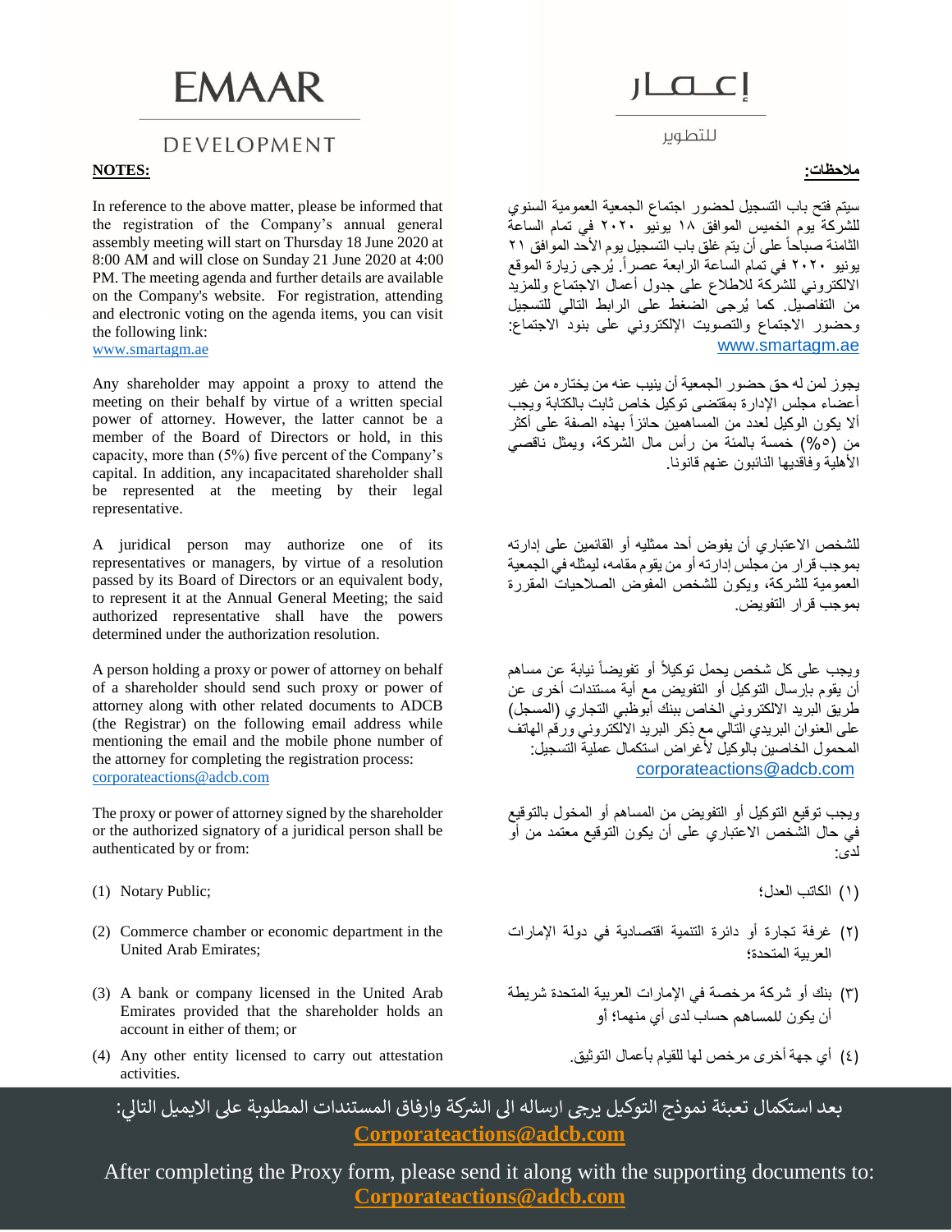# EMAAR

## DEVELOPMENT

# إعمار

## للتطوير

**NOTES:**

In reference to the above matter, please be informed that the registration of the Company's annual general assembly meeting will start on Thursday 18 June 2020 at 8:00 AM and will close on Sunday 21 June 2020 at 4:00 PM. The meeting agenda and further details are available on the Company's website. For registration, attending and electronic voting on the agenda items, you can visit the following link:
www.smartagm.ae

Any shareholder may appoint a proxy to attend the meeting on their behalf by virtue of a written special power of attorney. However, the latter cannot be a member of the Board of Directors or hold, in this capacity, more than (5%) five percent of the Company's capital. In addition, any incapacitated shareholder shall be represented at the meeting by their legal representative.

A juridical person may authorize one of its representatives or managers, by virtue of a resolution passed by its Board of Directors or an equivalent body, to represent it at the Annual General Meeting; the said authorized representative shall have the powers determined under the authorization resolution.

A person holding a proxy or power of attorney on behalf of a shareholder should send such proxy or power of attorney along with other related documents to ADCB (the Registrar) on the following email address while mentioning the email and the mobile phone number of the attorney for completing the registration process:
corporateactions@adcb.com

The proxy or power of attorney signed by the shareholder or the authorized signatory of a juridical person shall be authenticated by or from:

(1) Notary Public;

(2) Commerce chamber or economic department in the United Arab Emirates;

(3) A bank or company licensed in the United Arab Emirates provided that the shareholder holds an account in either of them; or

(4) Any other entity licensed to carry out attestation activities.

**ملاحظات:**

سيتم فتح باب التسجيل لحضور اجتماع الجمعية العمومية السنوي للشركة يوم الخميس الموافق ١٨ يونيو ٢٠٢٠ في تمام الساعة الثامنة صباحاً على أن يتم غلق باب التسجيل يوم الأحد الموافق ٢١ يونيو ٢٠٢٠ في تمام الساعة الرابعة عصراً. يُرجى زيارة الموقع الالكتروني للشركة للاطلاع على جدول أعمال الاجتماع وللمزيد من التفاصيل. كما يُرجى الضغط على الرابط التالي للتسجيل وحضور الاجتماع والتصويت الإلكتروني على بنود الاجتماع:
www.smartagm.ae

يجوز لمن له حق حضور الجمعية أن ينيب عنه من يختاره من غير أعضاء مجلس الإدارة بمقتضى توكيل خاص ثابت بالكتابة ويجب ألا يكون الوكيل لعدد من المساهمين حائزاً بهذه الصفة على أكثر من (٥%) خمسة بالمئة من رأس مال الشركة، ويمثل ناقصي الأهلية وفاقديها النائبون عنهم قانونا.

للشخص الاعتباري أن يفوض أحد ممثليه أو القائمين على إدارته بموجب قرار من مجلس إدارته أو من يقوم مقامه، ليمثله في الجمعية العمومية للشركة، ويكون للشخص المفوض الصلاحيات المقررة بموجب قرار التفويض.

ويجب على كل شخص يحمل توكيلاً أو تفويضاً نيابة عن مساهم أن يقوم بإرسال التوكيل أو التفويض مع أية مستندات أخرى عن طريق البريد الالكتروني الخاص ببنك أبوظبي التجاري (المسجل) على العنوان البريدي التالي مع ذِكر البريد الالكتروني ورقم الهاتف المحمول الخاصين بالوكيل لأغراض استكمال عملية التسجيل:
corporateactions@adcb.com

ويجب توقيع التوكيل أو التفويض من المساهم أو المخول بالتوقيع في حال الشخص الاعتباري على أن يكون التوقيع معتمد من أو لدى:

(١) الكاتب العدل؛

(٢) غرفة تجارة أو دائرة التنمية اقتصادية في دولة الإمارات العربية المتحدة؛

(٣) بنك أو شركة مرخصة في الإمارات العربية المتحدة شريطة أن يكون للمساهم حساب لدى أي منهما؛ أو

(٤) أي جهة أخرى مرخص لها للقيام بأعمال التوثيق.

بعد استكمال تعبئة نموذج التوكيل يرجى ارساله الى الشركة وارفاق المستندات المطلوبة على الايميل التالي:
**Corporateactions@adcb.com**

After completing the Proxy form, please send it along with the supporting documents to:
**Corporateactions@adcb.com**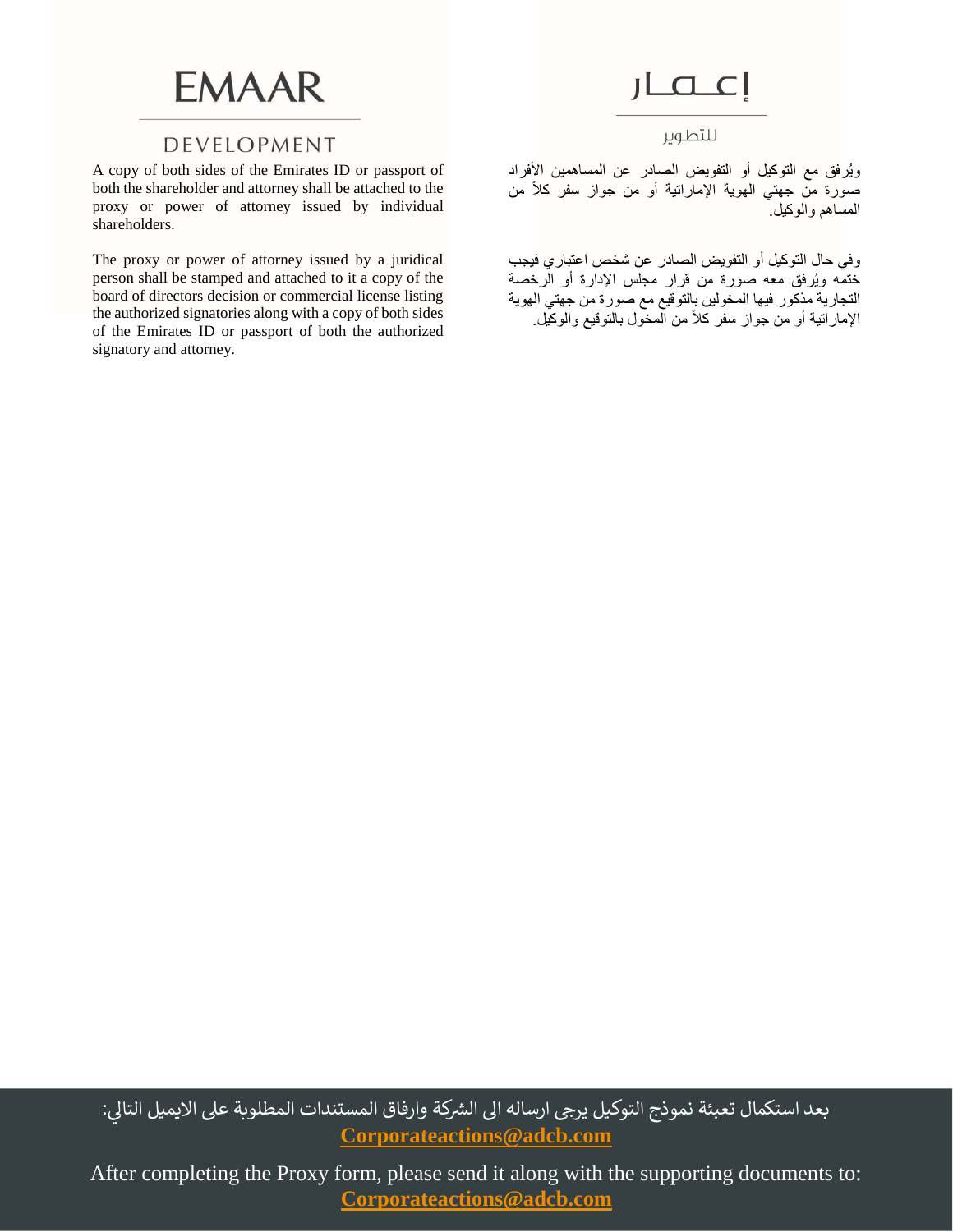A copy of both sides of the Emirates ID or passport of both the shareholder and attorney shall be attached to the proxy or power of attorney issued by individual shareholders.

The proxy or power of attorney issued by a juridical person shall be stamped and attached to it a copy of the board of directors decision or commercial license listing the authorized signatories along with a copy of both sides of the Emirates ID or passport of both the authorized signatory and attorney.

ويُرفق مع التوكيل أو التفويض الصادر عن المساهمين الأفراد صورة من جهتي الهوية الإماراتية أو من جواز سفر كلاً من المساهم والوكيل.

وفي حال التوكيل أو التفويض الصادر عن شخص اعتباري فيجب ختمه ويُرفق معه صورة من قرار مجلس الإدارة أو الرخصة التجارية مذكور فيها المخولين بالتوقيع مع صورة من جهتي الهوية الإماراتية أو من جواز سفر كلاً من المخول بالتوقيع والوكيل.

بعد استكمال تعبئة نموذج التوكيل يرجى ارساله الى الشركة وارفاق المستندات المطلوبة على الايميل التالي:
**Corporateactions@adcb.com**

After completing the Proxy form, please send it along with the supporting documents to:
**Corporateactions@adcb.com**